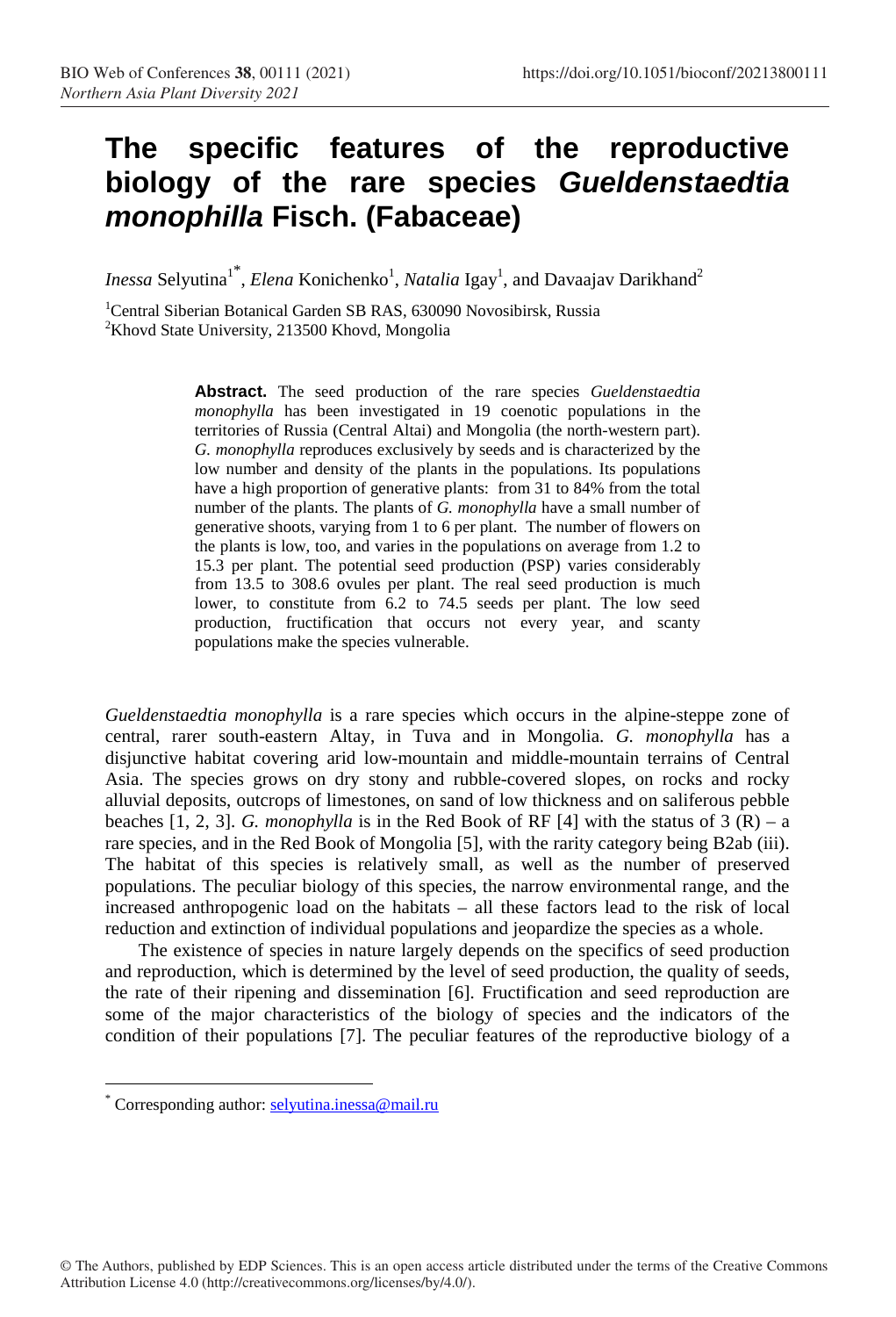# The specific features of the reproductive biology of the rare species *Gueldenstaedtia monophilla* Fisch. (Fabaceae)

*Inessa* Selyutina[1*], *Elena* Konichenko[1], *Natalia* Igay[1], and Davaajav Darikhand[2]

[1]Central Siberian Botanical Garden SB RAS, 630090 Novosibirsk, Russia
[2]Khovd State University, 213500 Khovd, Mongolia

**Abstract.** The seed production of the rare species *Gueldenstaedtia monophylla* has been investigated in 19 coenotic populations in the territories of Russia (Central Altai) and Mongolia (the north-western part). *G. monophylla* reproduces exclusively by seeds and is characterized by the low number and density of the plants in the populations. Its populations have a high proportion of generative plants: from 31 to 84% from the total number of the plants. The plants of *G. monophylla* have a small number of generative shoots, varying from 1 to 6 per plant. The number of flowers on the plants is low, too, and varies in the populations on average from 1.2 to 15.3 per plant. The potential seed production (PSP) varies considerably from 13.5 to 308.6 ovules per plant. The real seed production is much lower, to constitute from 6.2 to 74.5 seeds per plant. The low seed production, fructification that occurs not every year, and scanty populations make the species vulnerable.

*Gueldenstaedtia monophylla* is a rare species which occurs in the alpine-steppe zone of central, rarer south-eastern Altay, in Tuva and in Mongolia. *G. monophylla* has a disjunctive habitat covering arid low-mountain and middle-mountain terrains of Central Asia. The species grows on dry stony and rubble-covered slopes, on rocks and rocky alluvial deposits, outcrops of limestones, on sand of low thickness and on saliferous pebble beaches [1, 2, 3]. *G. monophylla* is in the Red Book of RF [4] with the status of 3 (R) – a rare species, and in the Red Book of Mongolia [5], with the rarity category being B2ab (iii). The habitat of this species is relatively small, as well as the number of preserved populations. The peculiar biology of this species, the narrow environmental range, and the increased anthropogenic load on the habitats – all these factors lead to the risk of local reduction and extinction of individual populations and jeopardize the species as a whole.

The existence of species in nature largely depends on the specifics of seed production and reproduction, which is determined by the level of seed production, the quality of seeds, the rate of their ripening and dissemination [6]. Fructification and seed reproduction are some of the major characteristics of the biology of species and the indicators of the condition of their populations [7]. The peculiar features of the reproductive biology of a

[*] Corresponding author: selyutina.inessa@mail.ru

© The Authors, published by EDP Sciences. This is an open access article distributed under the terms of the Creative Commons Attribution License 4.0 (http://creativecommons.org/licenses/by/4.0/).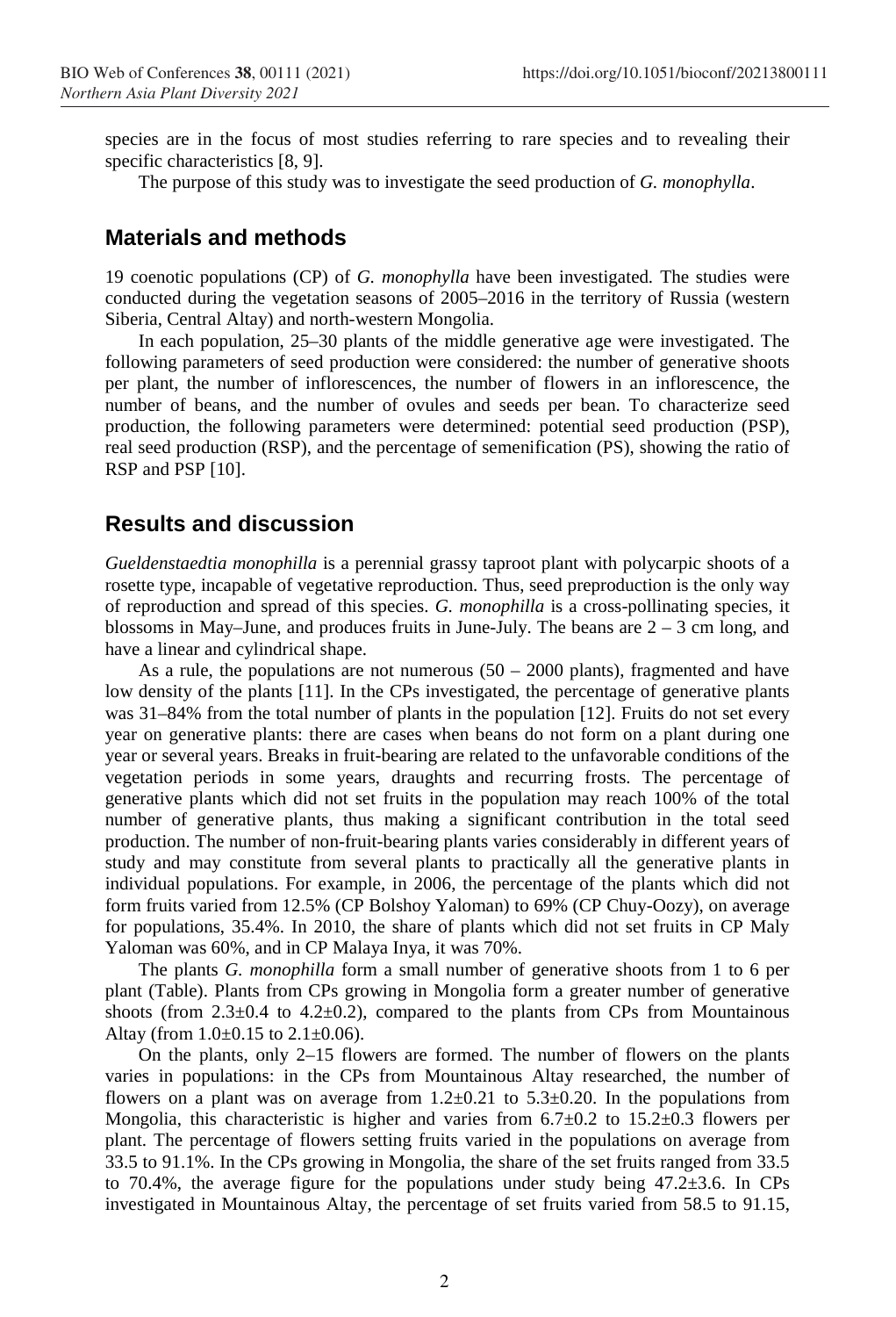species are in the focus of most studies referring to rare species and to revealing their specific characteristics [8, 9].

The purpose of this study was to investigate the seed production of *G. monophylla*.

## Materials and methods

19 coenotic populations (CP) of *G. monophylla* have been investigated. The studies were conducted during the vegetation seasons of 2005–2016 in the territory of Russia (western Siberia, Central Altay) and north-western Mongolia.

In each population, 25–30 plants of the middle generative age were investigated. The following parameters of seed production were considered: the number of generative shoots per plant, the number of inflorescences, the number of flowers in an inflorescence, the number of beans, and the number of ovules and seeds per bean. To characterize seed production, the following parameters were determined: potential seed production (PSP), real seed production (RSP), and the percentage of semenification (PS), showing the ratio of RSP and PSP [10].

## Results and discussion

*Gueldenstaedtia monophylla* is a perennial grassy taproot plant with polycarpic shoots of a rosette type, incapable of vegetative reproduction. Thus, seed preproduction is the only way of reproduction and spread of this species. *G. monophylla* is a cross-pollinating species, it blossoms in May–June, and produces fruits in June-July. The beans are 2 – 3 cm long, and have a linear and cylindrical shape.

As a rule, the populations are not numerous (50 – 2000 plants), fragmented and have low density of the plants [11]. In the CPs investigated, the percentage of generative plants was 31–84% from the total number of plants in the population [12]. Fruits do not set every year on generative plants: there are cases when beans do not form on a plant during one year or several years. Breaks in fruit-bearing are related to the unfavorable conditions of the vegetation periods in some years, draughts and recurring frosts. The percentage of generative plants which did not set fruits in the population may reach 100% of the total number of generative plants, thus making a significant contribution in the total seed production. The number of non-fruit-bearing plants varies considerably in different years of study and may constitute from several plants to practically all the generative plants in individual populations. For example, in 2006, the percentage of the plants which did not form fruits varied from 12.5% (CP Bolshoy Yaloman) to 69% (CP Chuy-Oozy), on average for populations, 35.4%. In 2010, the share of plants which did not set fruits in CP Maly Yaloman was 60%, and in CP Malaya Inya, it was 70%.

The plants *G. monophilla* form a small number of generative shoots from 1 to 6 per plant (Table). Plants from CPs growing in Mongolia form a greater number of generative shoots (from 2.3±0.4 to 4.2±0.2), compared to the plants from CPs from Mountainous Altay (from 1.0±0.15 to 2.1±0.06).

On the plants, only 2–15 flowers are formed. The number of flowers on the plants varies in populations: in the CPs from Mountainous Altay researched, the number of flowers on a plant was on average from 1.2±0.21 to 5.3±0.20. In the populations from Mongolia, this characteristic is higher and varies from 6.7±0.2 to 15.2±0.3 flowers per plant. The percentage of flowers setting fruits varied in the populations on average from 33.5 to 91.1%. In the CPs growing in Mongolia, the share of the set fruits ranged from 33.5 to 70.4%, the average figure for the populations under study being 47.2±3.6. In CPs investigated in Mountainous Altay, the percentage of set fruits varied from 58.5 to 91.15,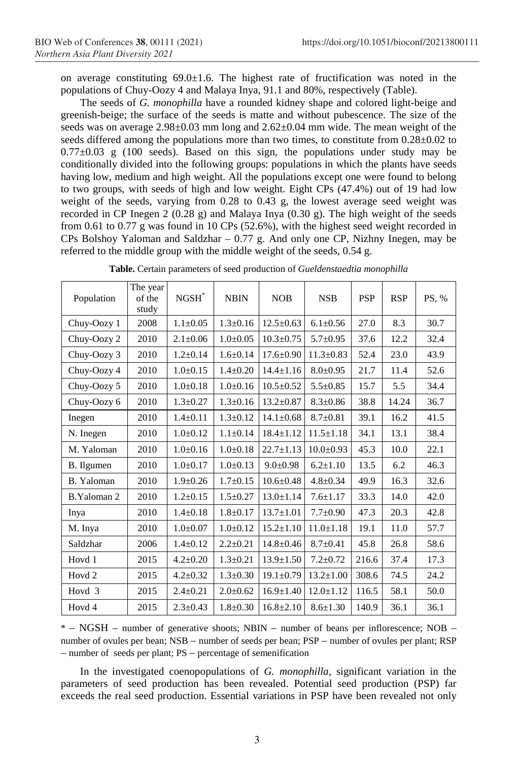on average constituting 69.0±1.6. The highest rate of fructification was noted in the populations of Chuy-Oozy 4 and Malaya Inya, 91.1 and 80%, respectively (Table).

The seeds of *G. monophilla* have a rounded kidney shape and colored light-beige and greenish-beige; the surface of the seeds is matte and without pubescence. The size of the seeds was on average 2.98±0.03 mm long and 2.62±0.04 mm wide. The mean weight of the seeds differed among the populations more than two times, to constitute from 0.28±0.02 to 0.77±0.03 g (100 seeds). Based on this sign, the populations under study may be conditionally divided into the following groups: populations in which the plants have seeds having low, medium and high weight. All the populations except one were found to belong to two groups, with seeds of high and low weight. Eight CPs (47.4%) out of 19 had low weight of the seeds, varying from 0.28 to 0.43 g, the lowest average seed weight was recorded in CP Inegen 2 (0.28 g) and Malaya Inya (0.30 g). The high weight of the seeds from 0.61 to 0.77 g was found in 10 CPs (52.6%), with the highest seed weight recorded in CPs Bolshoy Yaloman and Saldzhar – 0.77 g. And only one CP, Nizhny Inegen, may be referred to the middle group with the middle weight of the seeds, 0.54 g.

**Table.** Certain parameters of seed production of *Gueldenstaedtia monophilla*

| Population | The year of the study | NGSH* | NBIN | NOB | NSB | PSP | RSP | PS, % |
|---|---|---|---|---|---|---|---|---|
| Chuy-Oozy 1 | 2008 | 1.1±0.05 | 1.3±0.16 | 12.5±0.63 | 6.1±0.56 | 27.0 | 8.3 | 30.7 |
| Chuy-Oozy 2 | 2010 | 2.1±0.06 | 1.0±0.05 | 10.3±0.75 | 5.7±0.95 | 37.6 | 12.2 | 32.4 |
| Chuy-Oozy 3 | 2010 | 1.2±0.14 | 1.6±0.14 | 17.6±0.90 | 11.3±0.83 | 52.4 | 23.0 | 43.9 |
| Chuy-Oozy 4 | 2010 | 1.0±0.15 | 1.4±0.20 | 14.4±1.16 | 8.0±0.95 | 21.7 | 11.4 | 52.6 |
| Chuy-Oozy 5 | 2010 | 1.0±0.18 | 1.0±0.16 | 10.5±0.52 | 5.5±0.85 | 15.7 | 5.5 | 34.4 |
| Chuy-Oozy 6 | 2010 | 1.3±0.27 | 1.3±0.16 | 13.2±0.87 | 8.3±0.86 | 38.8 | 14.24 | 36.7 |
| Inegen | 2010 | 1.4±0.11 | 1.3±0.12 | 14.1±0.68 | 8.7±0.81 | 39.1 | 16.2 | 41.5 |
| N. Inegen | 2010 | 1.0±0.12 | 1.1±0.14 | 18.4±1.12 | 11.5±1.18 | 34.1 | 13.1 | 38.4 |
| M. Yaloman | 2010 | 1.0±0.16 | 1.0±0.18 | 22.7±1.13 | 10.0±0.93 | 45.3 | 10.0 | 22.1 |
| B. Ilgumen | 2010 | 1.0±0.17 | 1.0±0.13 | 9.0±0.98 | 6.2±1.10 | 13.5 | 6.2 | 46.3 |
| B. Yaloman | 2010 | 1.9±0.26 | 1.7±0.15 | 10.6±0.48 | 4.8±0.34 | 49.9 | 16.3 | 32.6 |
| B.Yaloman 2 | 2010 | 1.2±0.15 | 1.5±0.27 | 13.0±1.14 | 7.6±1.17 | 33.3 | 14.0 | 42.0 |
| Inya | 2010 | 1.4±0.18 | 1.8±0.17 | 13.7±1.01 | 7.7±0.90 | 47.3 | 20.3 | 42.8 |
| M. Inya | 2010 | 1.0±0.07 | 1.0±0.12 | 15.2±1.10 | 11.0±1.18 | 19.1 | 11.0 | 57.7 |
| Saldzhar | 2006 | 1.4±0.12 | 2.2±0.21 | 14.8±0.46 | 8.7±0.41 | 45.8 | 26.8 | 58.6 |
| Hovd 1 | 2015 | 4.2±0.20 | 1.3±0.21 | 13.9±1.50 | 7.2±0.72 | 216.6 | 37.4 | 17.3 |
| Hovd 2 | 2015 | 4.2±0.32 | 1.3±0.30 | 19.1±0.79 | 13.2±1.00 | 308.6 | 74.5 | 24.2 |
| Hovd 3 | 2015 | 2.4±0.21 | 2.0±0.62 | 16.9±1.40 | 12.0±1.12 | 116.5 | 58.1 | 50.0 |
| Hovd 4 | 2015 | 2.3±0.43 | 1.8±0.30 | 16.8±2.10 | 8.6±1.30 | 140.9 | 36.1 | 36.1 |

* – NGSH – number of generative shoots; NBIN – number of beans per inflorescence; NOB – number of ovules per bean; NSB – number of seeds per bean; PSP – number of ovules per plant; RSP – number of seeds per plant; PS – percentage of semenification

In the investigated coenopopulations of *G. monophilla*, significant variation in the parameters of seed production has been revealed. Potential seed production (PSP) far exceeds the real seed production. Essential variations in PSP have been revealed not only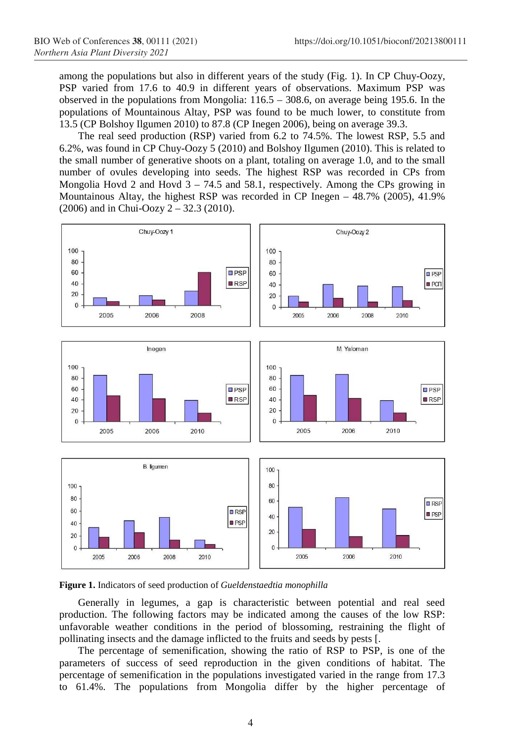among the populations but also in different years of the study (Fig. 1). In CP Chuy-Oozy, PSP varied from 17.6 to 40.9 in different years of observations. Maximum PSP was observed in the populations from Mongolia: 116.5 – 308.6, on average being 195.6. In the populations of Mountainous Altay, PSP was found to be much lower, to constitute from 13.5 (CP Bolshoy Ilgumen 2010) to 87.8 (CP Inegen 2006), being on average 39.3.

The real seed production (RSP) varied from 6.2 to 74.5%. The lowest RSP, 5.5 and 6.2%, was found in CP Chuy-Oozy 5 (2010) and Bolshoy Ilgumen (2010). This is related to the small number of generative shoots on a plant, totaling on average 1.0, and to the small number of ovules developing into seeds. The highest RSP was recorded in CPs from Mongolia Hovd 2 and Hovd 3 – 74.5 and 58.1, respectively. Among the CPs growing in Mountainous Altay, the highest RSP was recorded in CP Inegen – 48.7% (2005), 41.9% (2006) and in Chui-Oozy 2 – 32.3 (2010).

**Figure 1.** Indicators of seed production of *Gueldenstaedtia monophilla*

Generally in legumes, a gap is characteristic between potential and real seed production. The following factors may be indicated among the causes of the low RSP: unfavorable weather conditions in the period of blossoming, restraining the flight of pollinating insects and the damage inflicted to the fruits and seeds by pests [.

The percentage of semenification, showing the ratio of RSP to PSP, is one of the parameters of success of seed reproduction in the given conditions of habitat. The percentage of semenification in the populations investigated varied in the range from 17.3 to 61.4%. The populations from Mongolia differ by the higher percentage of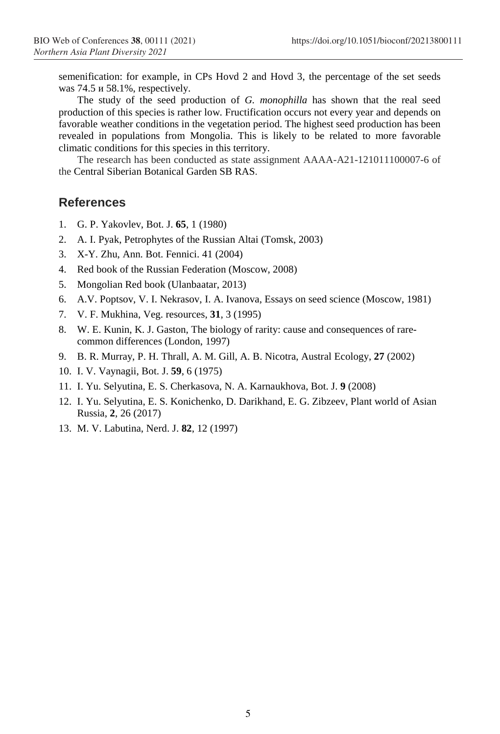semenification: for example, in CPs Hovd 2 and Hovd 3, the percentage of the set seeds was 74.5 и 58.1%, respectively.

The study of the seed production of *G. monophilla* has shown that the real seed production of this species is rather low. Fructification occurs not every year and depends on favorable weather conditions in the vegetation period. The highest seed production has been revealed in populations from Mongolia. This is likely to be related to more favorable climatic conditions for this species in this territory.

The research has been conducted as state assignment AAAA-A21-121011100007-6 of the Central Siberian Botanical Garden SB RAS.

## References

1. G. P. Yakovlev, Bot. J. **65**, 1 (1980)
2. A. I. Pyak, Petrophytes of the Russian Altai (Tomsk, 2003)
3. X-Y. Zhu, Ann. Bot. Fennici. 41 (2004)
4. Red book of the Russian Federation (Moscow, 2008)
5. Mongolian Red book (Ulanbaatar, 2013)
6. A.V. Poptsov, V. I. Nekrasov, I. A. Ivanova, Essays on seed science (Moscow, 1981)
7. V. F. Mukhina, Veg. resources, **31**, 3 (1995)
8. W. E. Kunin, K. J. Gaston, The biology of rarity: cause and consequences of rare-common differences (London, 1997)
9. B. R. Murray, P. H. Thrall, A. M. Gill, A. B. Nicotra, Austral Ecology, **27** (2002)
10. I. V. Vaynagii, Bot. J. **59**, 6 (1975)
11. I. Yu. Selyutina, E. S. Cherkasova, N. A. Karnaukhova, Bot. J. **9** (2008)
12. I. Yu. Selyutina, E. S. Konichenko, D. Darikhand, E. G. Zibzeev, Plant world of Asian Russia, **2**, 26 (2017)
13. M. V. Labutina, Nerd. J. **82**, 12 (1997)